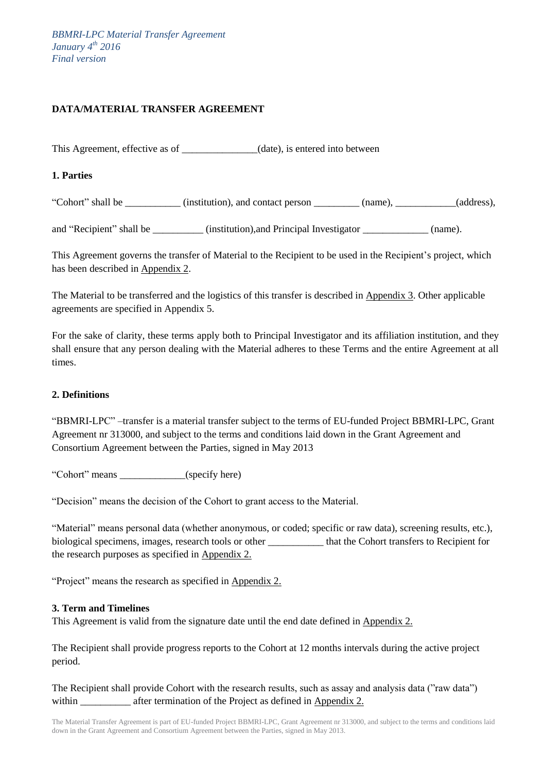*BBMRI-LPC Material Transfer Agreement*
*January 4th 2016*
*Final version*

**DATA/MATERIAL TRANSFER AGREEMENT**

This Agreement, effective as of _______________(date), is entered into between

**1. Parties**

"Cohort" shall be ___________ (institution), and contact person _________ (name), ____________(address),

and "Recipient" shall be __________ (institution),and Principal Investigator _____________ (name).

This Agreement governs the transfer of Material to the Recipient to be used in the Recipient's project, which has been described in Appendix 2.

The Material to be transferred and the logistics of this transfer is described in Appendix 3. Other applicable agreements are specified in Appendix 5.

For the sake of clarity, these terms apply both to Principal Investigator and its affiliation institution, and they shall ensure that any person dealing with the Material adheres to these Terms and the entire Agreement at all times.

**2. Definitions**

"BBMRI-LPC" –transfer is a material transfer subject to the terms of EU-funded Project BBMRI-LPC, Grant Agreement nr 313000, and subject to the terms and conditions laid down in the Grant Agreement and Consortium Agreement between the Parties, signed in May 2013

"Cohort" means _____________(specify here)

"Decision" means the decision of the Cohort to grant access to the Material.

"Material" means personal data (whether anonymous, or coded; specific or raw data), screening results, etc.), biological specimens, images, research tools or other ___________ that the Cohort transfers to Recipient for the research purposes as specified in Appendix 2.

"Project" means the research as specified in Appendix 2.

**3. Term and Timelines**

This Agreement is valid from the signature date until the end date defined in Appendix 2.

The Recipient shall provide progress reports to the Cohort at 12 months intervals during the active project period.

The Recipient shall provide Cohort with the research results, such as assay and analysis data ("raw data") within __________ after termination of the Project as defined in Appendix 2.

The Material Transfer Agreement is part of EU-funded Project BBMRI-LPC, Grant Agreement nr 313000, and subject to the terms and conditions laid down in the Grant Agreement and Consortium Agreement between the Parties, signed in May 2013.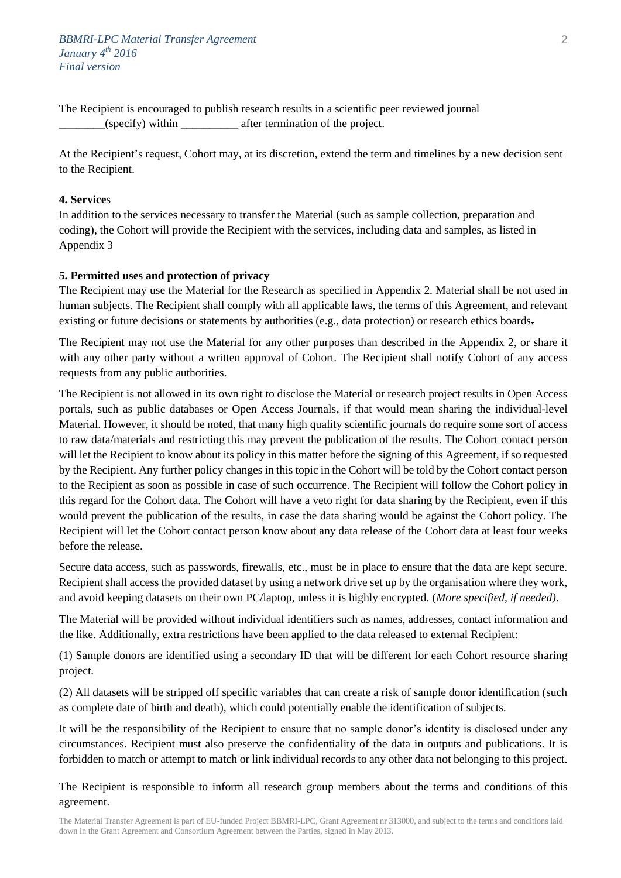The Recipient is encouraged to publish research results in a scientific peer reviewed journal ________(specify) within __________ after termination of the project.

At the Recipient's request, Cohort may, at its discretion, extend the term and timelines by a new decision sent to the Recipient.

**4. Services**

In addition to the services necessary to transfer the Material (such as sample collection, preparation and coding), the Cohort will provide the Recipient with the services, including data and samples, as listed in Appendix 3

**5. Permitted uses and protection of privacy**

The Recipient may use the Material for the Research as specified in Appendix 2. Material shall be not used in human subjects. The Recipient shall comply with all applicable laws, the terms of this Agreement, and relevant existing or future decisions or statements by authorities (e.g., data protection) or research ethics boards.

The Recipient may not use the Material for any other purposes than described in the Appendix 2, or share it with any other party without a written approval of Cohort. The Recipient shall notify Cohort of any access requests from any public authorities.

The Recipient is not allowed in its own right to disclose the Material or research project results in Open Access portals, such as public databases or Open Access Journals, if that would mean sharing the individual-level Material. However, it should be noted, that many high quality scientific journals do require some sort of access to raw data/materials and restricting this may prevent the publication of the results. The Cohort contact person will let the Recipient to know about its policy in this matter before the signing of this Agreement, if so requested by the Recipient. Any further policy changes in this topic in the Cohort will be told by the Cohort contact person to the Recipient as soon as possible in case of such occurrence. The Recipient will follow the Cohort policy in this regard for the Cohort data. The Cohort will have a veto right for data sharing by the Recipient, even if this would prevent the publication of the results, in case the data sharing would be against the Cohort policy. The Recipient will let the Cohort contact person know about any data release of the Cohort data at least four weeks before the release.

Secure data access, such as passwords, firewalls, etc., must be in place to ensure that the data are kept secure. Recipient shall access the provided dataset by using a network drive set up by the organisation where they work, and avoid keeping datasets on their own PC/laptop, unless it is highly encrypted. (*More specified, if needed)*.

The Material will be provided without individual identifiers such as names, addresses, contact information and the like. Additionally, extra restrictions have been applied to the data released to external Recipient:

(1) Sample donors are identified using a secondary ID that will be different for each Cohort resource sharing project.

(2) All datasets will be stripped off specific variables that can create a risk of sample donor identification (such as complete date of birth and death), which could potentially enable the identification of subjects.

It will be the responsibility of the Recipient to ensure that no sample donor's identity is disclosed under any circumstances. Recipient must also preserve the confidentiality of the data in outputs and publications. It is forbidden to match or attempt to match or link individual records to any other data not belonging to this project.

The Recipient is responsible to inform all research group members about the terms and conditions of this agreement.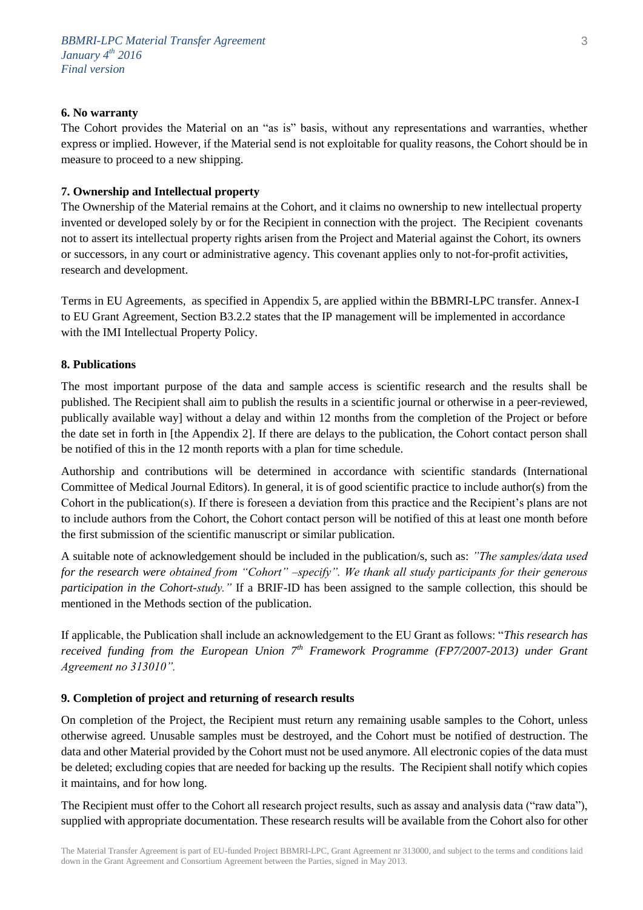### 6. No warranty

The Cohort provides the Material on an "as is" basis, without any representations and warranties, whether express or implied. However, if the Material send is not exploitable for quality reasons, the Cohort should be in measure to proceed to a new shipping.

### 7. Ownership and Intellectual property

The Ownership of the Material remains at the Cohort, and it claims no ownership to new intellectual property invented or developed solely by or for the Recipient in connection with the project. The Recipient covenants not to assert its intellectual property rights arisen from the Project and Material against the Cohort, its owners or successors, in any court or administrative agency. This covenant applies only to not-for-profit activities, research and development.

Terms in EU Agreements, as specified in Appendix 5, are applied within the BBMRI-LPC transfer. Annex-I to EU Grant Agreement, Section B3.2.2 states that the IP management will be implemented in accordance with the IMI Intellectual Property Policy.

### 8. Publications

The most important purpose of the data and sample access is scientific research and the results shall be published. The Recipient shall aim to publish the results in a scientific journal or otherwise in a peer-reviewed, publically available way] without a delay and within 12 months from the completion of the Project or before the date set in forth in [the Appendix 2]. If there are delays to the publication, the Cohort contact person shall be notified of this in the 12 month reports with a plan for time schedule.

Authorship and contributions will be determined in accordance with scientific standards (International Committee of Medical Journal Editors). In general, it is of good scientific practice to include author(s) from the Cohort in the publication(s). If there is foreseen a deviation from this practice and the Recipient's plans are not to include authors from the Cohort, the Cohort contact person will be notified of this at least one month before the first submission of the scientific manuscript or similar publication.

A suitable note of acknowledgement should be included in the publication/s, such as: *"The samples/data used for the research were obtained from "Cohort" –specify". We thank all study participants for their generous participation in the Cohort-study."* If a BRIF-ID has been assigned to the sample collection, this should be mentioned in the Methods section of the publication.

If applicable, the Publication shall include an acknowledgement to the EU Grant as follows: "*This research has received funding from the European Union 7th Framework Programme (FP7/2007-2013) under Grant Agreement no 313010".*

### 9. Completion of project and returning of research results

On completion of the Project, the Recipient must return any remaining usable samples to the Cohort, unless otherwise agreed. Unusable samples must be destroyed, and the Cohort must be notified of destruction. The data and other Material provided by the Cohort must not be used anymore. All electronic copies of the data must be deleted; excluding copies that are needed for backing up the results. The Recipient shall notify which copies it maintains, and for how long.

The Recipient must offer to the Cohort all research project results, such as assay and analysis data ("raw data"), supplied with appropriate documentation. These research results will be available from the Cohort also for other

The Material Transfer Agreement is part of EU-funded Project BBMRI-LPC, Grant Agreement nr 313000, and subject to the terms and conditions laid down in the Grant Agreement and Consortium Agreement between the Parties, signed in May 2013.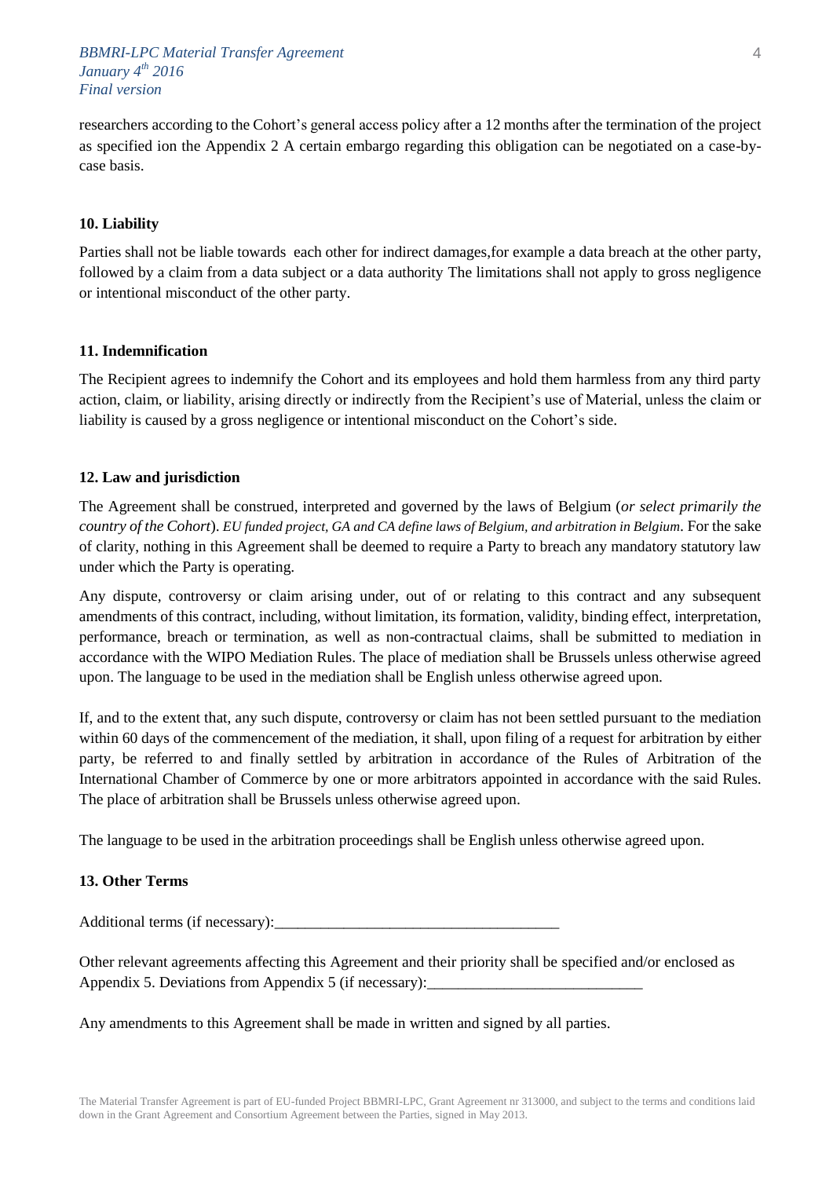researchers according to the Cohort's general access policy after a 12 months after the termination of the project as specified ion the Appendix 2 A certain embargo regarding this obligation can be negotiated on a case-by-case basis.

### 10. Liability

Parties shall not be liable towards each other for indirect damages,for example a data breach at the other party, followed by a claim from a data subject or a data authority The limitations shall not apply to gross negligence or intentional misconduct of the other party.

### 11. Indemnification

The Recipient agrees to indemnify the Cohort and its employees and hold them harmless from any third party action, claim, or liability, arising directly or indirectly from the Recipient's use of Material, unless the claim or liability is caused by a gross negligence or intentional misconduct on the Cohort's side.

### 12. Law and jurisdiction

The Agreement shall be construed, interpreted and governed by the laws of Belgium (*or select primarily the country of the Cohort*). *EU funded project, GA and CA define laws of Belgium, and arbitration in Belgium*. For the sake of clarity, nothing in this Agreement shall be deemed to require a Party to breach any mandatory statutory law under which the Party is operating.

Any dispute, controversy or claim arising under, out of or relating to this contract and any subsequent amendments of this contract, including, without limitation, its formation, validity, binding effect, interpretation, performance, breach or termination, as well as non-contractual claims, shall be submitted to mediation in accordance with the WIPO Mediation Rules. The place of mediation shall be Brussels unless otherwise agreed upon. The language to be used in the mediation shall be English unless otherwise agreed upon.

If, and to the extent that, any such dispute, controversy or claim has not been settled pursuant to the mediation within 60 days of the commencement of the mediation, it shall, upon filing of a request for arbitration by either party, be referred to and finally settled by arbitration in accordance of the Rules of Arbitration of the International Chamber of Commerce by one or more arbitrators appointed in accordance with the said Rules. The place of arbitration shall be Brussels unless otherwise agreed upon.

The language to be used in the arbitration proceedings shall be English unless otherwise agreed upon.

### 13. Other Terms

Additional terms (if necessary):____________________________________

Other relevant agreements affecting this Agreement and their priority shall be specified and/or enclosed as Appendix 5. Deviations from Appendix 5 (if necessary):____________________________

Any amendments to this Agreement shall be made in written and signed by all parties.

The Material Transfer Agreement is part of EU-funded Project BBMRI-LPC, Grant Agreement nr 313000, and subject to the terms and conditions laid down in the Grant Agreement and Consortium Agreement between the Parties, signed in May 2013.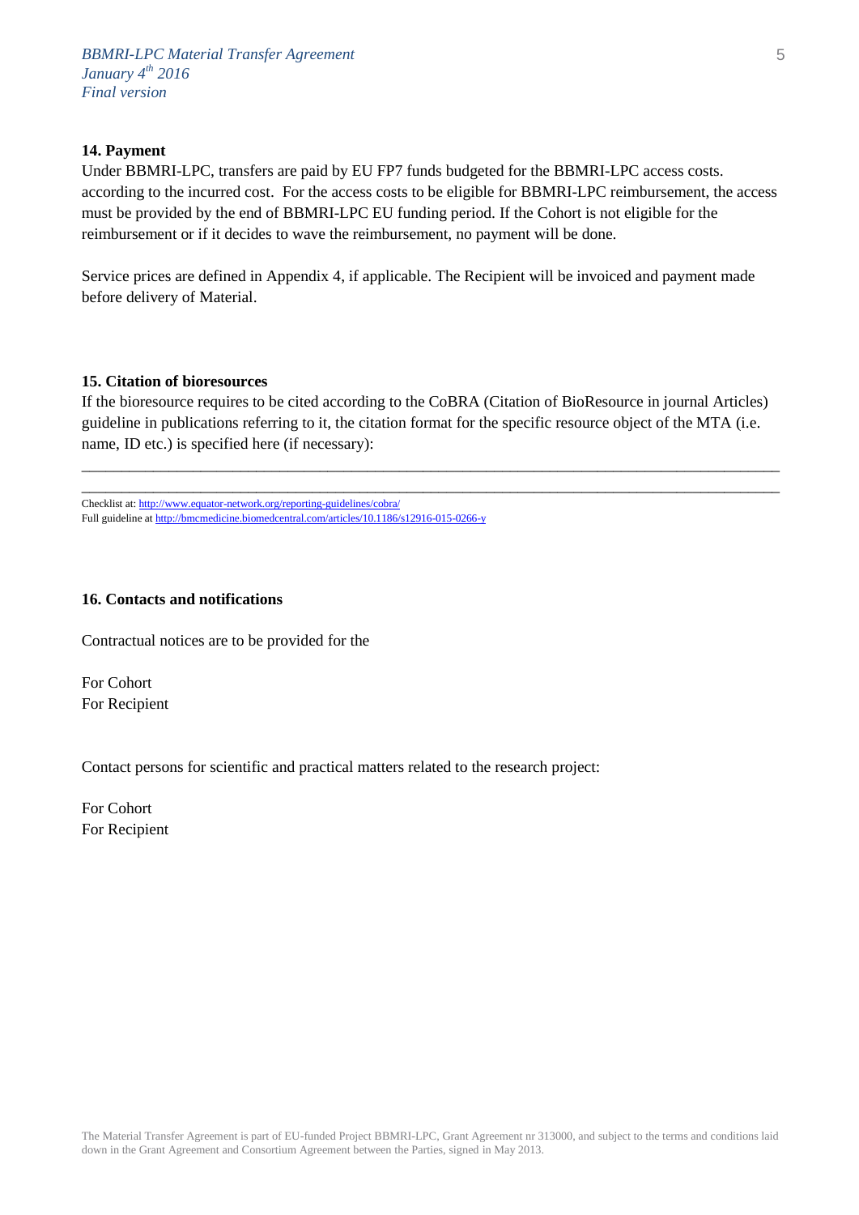**14. Payment**

Under BBMRI-LPC, transfers are paid by EU FP7 funds budgeted for the BBMRI-LPC access costs. according to the incurred cost. For the access costs to be eligible for BBMRI-LPC reimbursement, the access must be provided by the end of BBMRI-LPC EU funding period. If the Cohort is not eligible for the reimbursement or if it decides to wave the reimbursement, no payment will be done.

Service prices are defined in Appendix 4, if applicable. The Recipient will be invoiced and payment made before delivery of Material.

**15. Citation of bioresources**

If the bioresource requires to be cited according to the CoBRA (Citation of BioResource in journal Articles) guideline in publications referring to it, the citation format for the specific resource object of the MTA (i.e. name, ID etc.) is specified here (if necessary):

________________________________________________________________________________________
________________________________________________________________________________________

Checklist at: http://www.equator-network.org/reporting-guidelines/cobra/
Full guideline at http://bmcmedicine.biomedcentral.com/articles/10.1186/s12916-015-0266-y

**16. Contacts and notifications**

Contractual notices are to be provided for the

For Cohort
For Recipient

Contact persons for scientific and practical matters related to the research project:

For Cohort
For Recipient

The Material Transfer Agreement is part of EU-funded Project BBMRI-LPC, Grant Agreement nr 313000, and subject to the terms and conditions laid down in the Grant Agreement and Consortium Agreement between the Parties, signed in May 2013.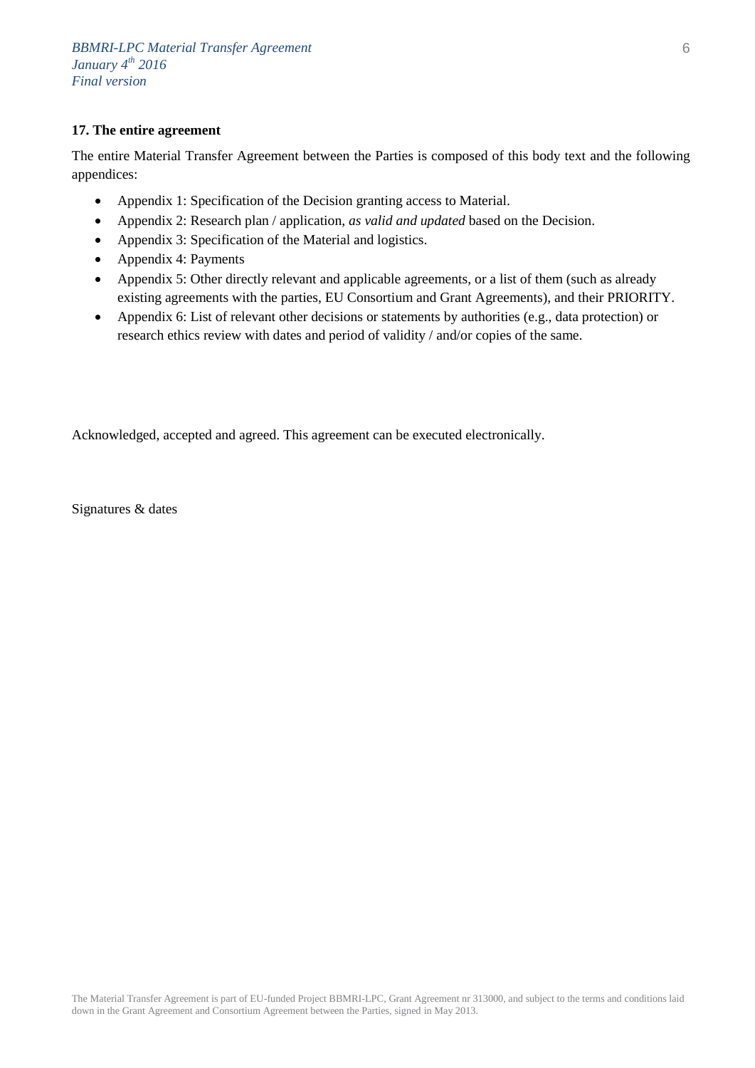**17. The entire agreement**

The entire Material Transfer Agreement between the Parties is composed of this body text and the following appendices:

- Appendix 1: Specification of the Decision granting access to Material.
- Appendix 2: Research plan / application, *as valid and updated* based on the Decision.
- Appendix 3: Specification of the Material and logistics.
- Appendix 4: Payments
- Appendix 5: Other directly relevant and applicable agreements, or a list of them (such as already existing agreements with the parties, EU Consortium and Grant Agreements), and their PRIORITY.
- Appendix 6: List of relevant other decisions or statements by authorities (e.g., data protection) or research ethics review with dates and period of validity / and/or copies of the same.

Acknowledged, accepted and agreed. This agreement can be executed electronically.

Signatures & dates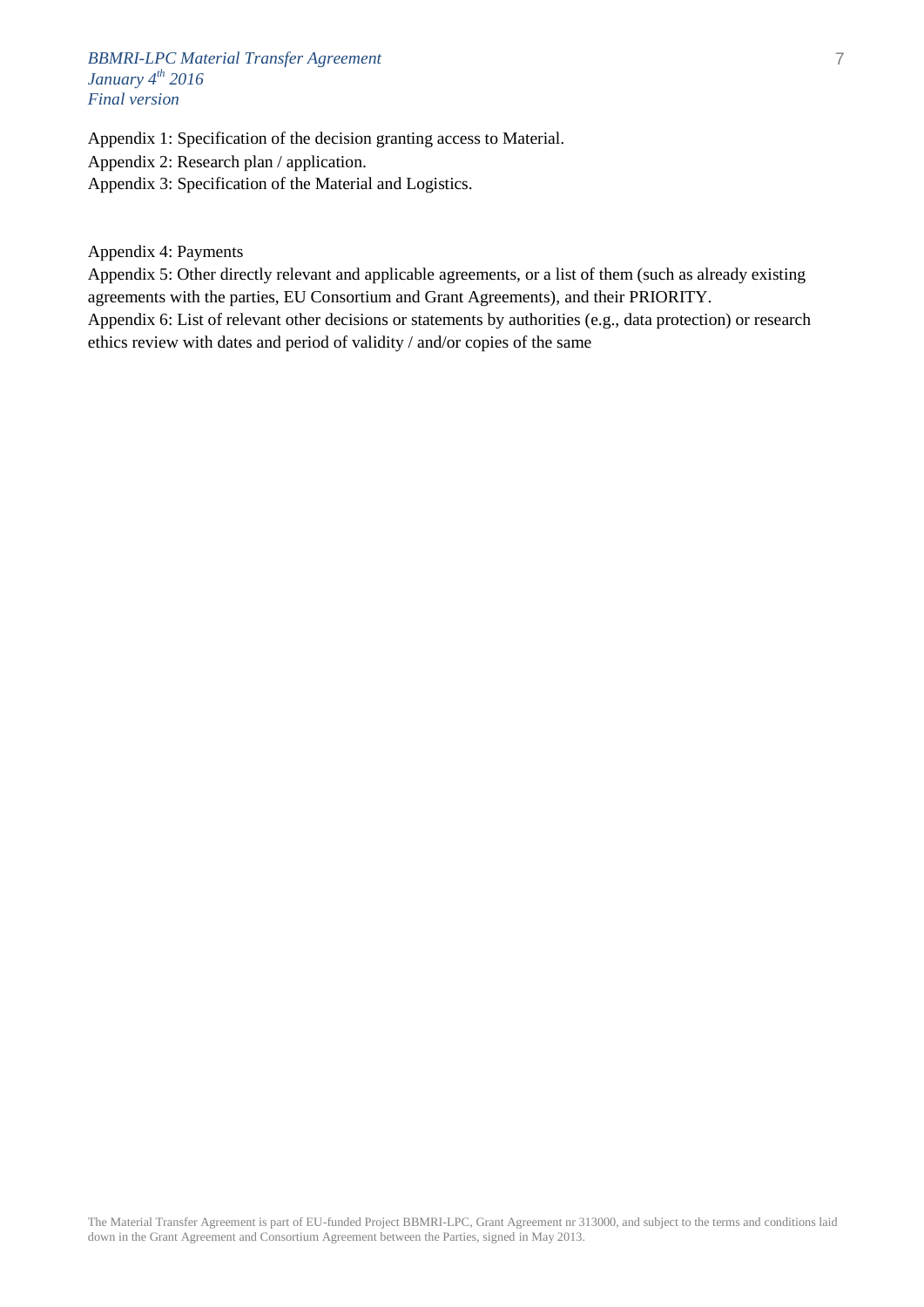Appendix 1: Specification of the decision granting access to Material.
Appendix 2: Research plan / application.
Appendix 3: Specification of the Material and Logistics.

Appendix 4: Payments
Appendix 5: Other directly relevant and applicable agreements, or a list of them (such as already existing agreements with the parties, EU Consortium and Grant Agreements), and their PRIORITY.
Appendix 6: List of relevant other decisions or statements by authorities (e.g., data protection) or research ethics review with dates and period of validity / and/or copies of the same